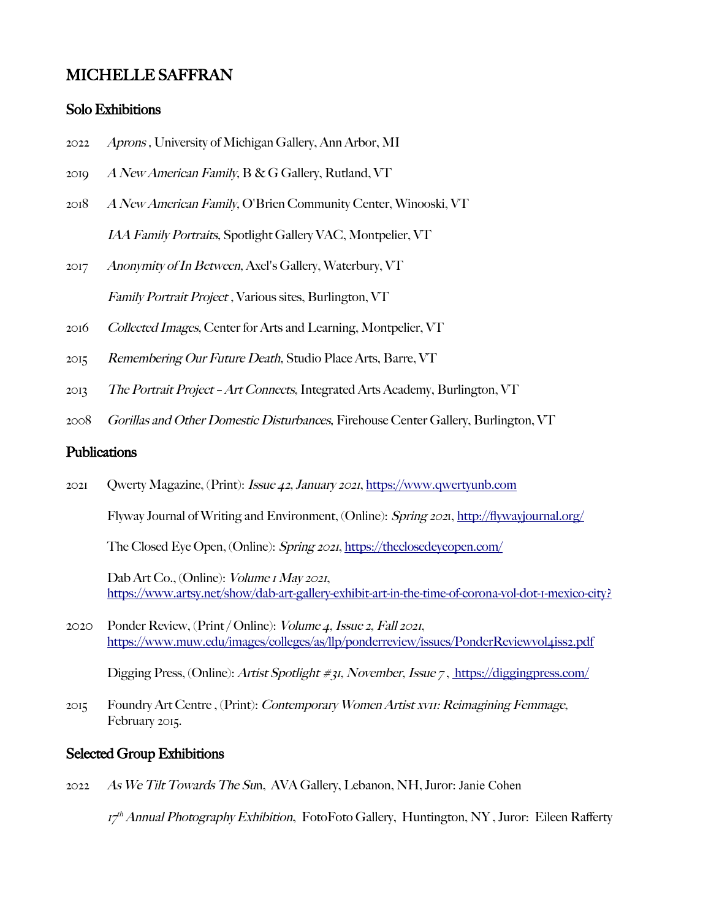# MICHELLE SAFFRAN

## Solo Exhibitions

2022 *Aprons* , University of Michigan Gallery, Ann Arbor, MI

2019 *A New American Family*, B & G Gallery, Rutland, VT

2018 *A New American Family*, O'Brien Community Center, Winooski, VT

*IAA Family Portraits*, Spotlight Gallery VAC, Montpelier, VT

2017 *Anonymity of In Between*, Axel's Gallery, Waterbury, VT

*Family Portrait Project* , Various sites, Burlington, VT

2016 *Collected Images*, Center for Arts and Learning, Montpelier, VT

2015 *Remembering Our Future Death*, Studio Place Arts, Barre, VT

2013 *The Portrait Project – Art Connects*, Integrated Arts Academy, Burlington, VT

2008 *Gorillas and Other Domestic Disturbances*, Firehouse Center Gallery, Burlington, VT

## Publications

2021 Qwerty Magazine, (Print): *Issue 42, January 2021*, https://www.qwertyunb.com

Flyway Journal of Writing and Environment, (Online): *Spring 2021*, http://flywayjournal.org/

The Closed Eye Open, (Online): *Spring 2021*, https://theclosedeyeopen.com/

Dab Art Co., (Online): *Volume 1 May 2021*, https://www.artsy.net/show/dab-art-gallery-exhibit-art-in-the-time-of-corona-vol-dot-1-mexico-city?

2020 Ponder Review, (Print / Online): *Volume 4, Issue 2, Fall 2021*, https://www.muw.edu/images/colleges/as/llp/ponderreview/issues/PonderReviewvol4iss2.pdf

Digging Press, (Online): *Artist Spotlight #31, November, Issue 7* , https://diggingpress.com/

2015 Foundry Art Centre , (Print): *Contemporary Women Artist XVII: Reimagining Femmage*, February 2015.

## Selected Group Exhibitions

2022 *As We Tilt Towards The Sun*, AVA Gallery, Lebanon, NH, Juror: Janie Cohen

*17th Annual Photography Exhibition*, FotoFoto Gallery, Huntington, NY , Juror: Eileen Rafferty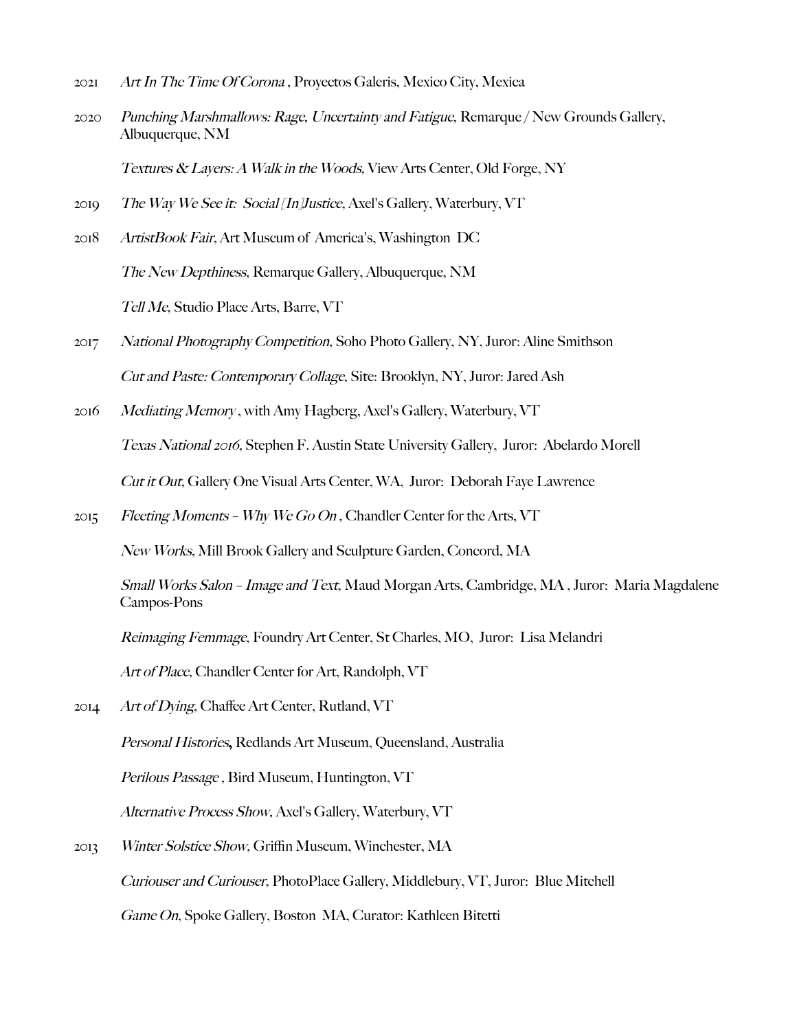2021 *Art In The Time Of Corona* , Proyectos Galeris, Mexico City, Mexica

2020 *Punching Marshmallows: Rage, Uncertainty and Fatigue*, Remarque / New Grounds Gallery, Albuquerque, NM

*Textures & Layers: A Walk in the Woods*, View Arts Center, Old Forge, NY

2019 *The Way We See it: Social [In]Justice*, Axel's Gallery, Waterbury, VT

2018 *ArtistBook Fair*, Art Museum of America's, Washington DC

*The New Depthiness*, Remarque Gallery, Albuquerque, NM

*Tell Me*, Studio Place Arts, Barre, VT

2017 *National Photography Competition*, Soho Photo Gallery, NY, Juror: Aline Smithson

*Cut and Paste: Contemporary Collage*, Site: Brooklyn, NY, Juror: Jared Ash

2016 *Mediating Memory* , with Amy Hagberg, Axel's Gallery, Waterbury, VT

*Texas National 2016*, Stephen F. Austin State University Gallery, Juror: Abelardo Morell

*Cut it Out*, Gallery One Visual Arts Center, WA, Juror: Deborah Faye Lawrence

2015 *Fleeting Moments – Why We Go On* , Chandler Center for the Arts, VT

*New Works*, Mill Brook Gallery and Sculpture Garden, Concord, MA

*Small Works Salon – Image and Text*, Maud Morgan Arts, Cambridge, MA , Juror: Maria Magdalene Campos-Pons

*Reimaging Femmage*, Foundry Art Center, St Charles, MO, Juror: Lisa Melandri

*Art of Place*, Chandler Center for Art, Randolph, VT

2014 *Art of Dying*, Chaffee Art Center, Rutland, VT

*Personal Histories*, Redlands Art Museum, Queensland, Australia

*Perilous Passage* , Bird Museum, Huntington, VT

*Alternative Process Show*, Axel's Gallery, Waterbury, VT

2013 *Winter Solstice Show*, Griffin Museum, Winchester, MA

*Curiouser and Curiouser*, PhotoPlace Gallery, Middlebury, VT, Juror: Blue Mitchell

*Game On*, Spoke Gallery, Boston MA, Curator: Kathleen Bitetti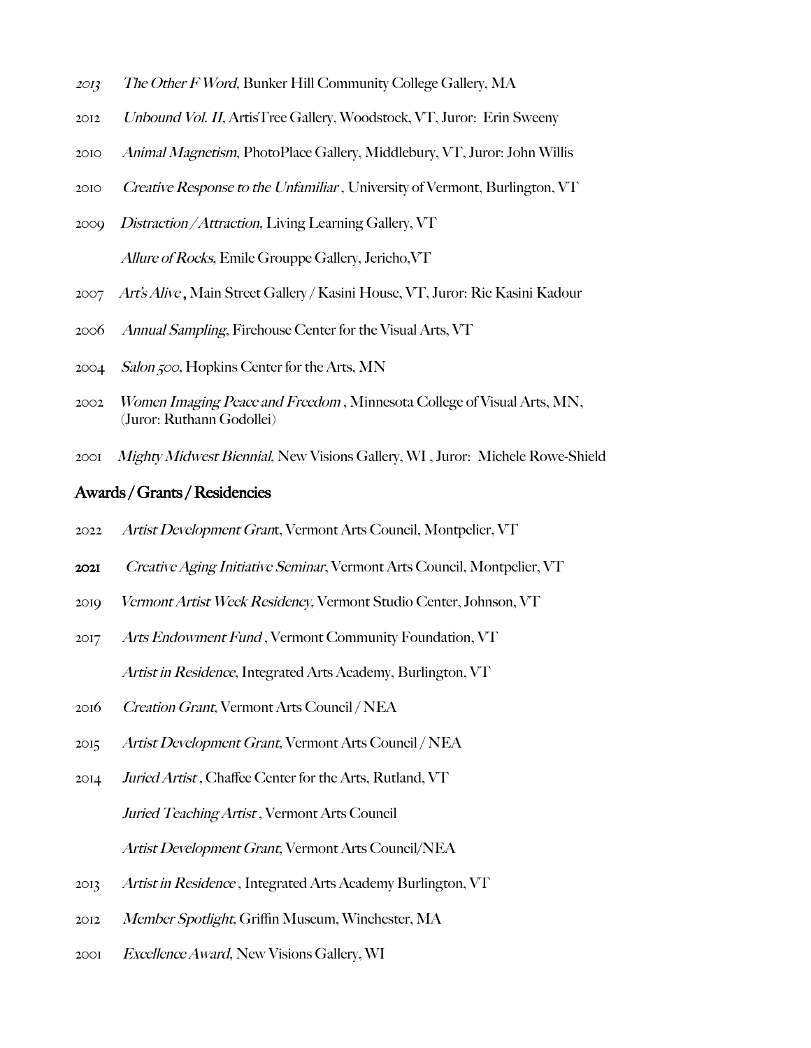2013 *The Other F Word*, Bunker Hill Community College Gallery, MA

2012 *Unbound Vol. II*, ArtisTree Gallery, Woodstock, VT, Juror: Erin Sweeny

2010 *Animal Magnetism*, PhotoPlace Gallery, Middlebury, VT, Juror: John Willis

2010 *Creative Response to the Unfamiliar* , University of Vermont, Burlington, VT

2009 *Distraction / Attraction*, Living Learning Gallery, VT

*Allure of Rocks*, Emile Grouppe Gallery, Jericho,VT

2007 *Art's Alive* **,** Main Street Gallery / Kasini House, VT, Juror: Ric Kasini Kadour

2006 *Annual Sampling*, Firehouse Center for the Visual Arts, VT

2004 *Salon 500*, Hopkins Center for the Arts, MN

2002 *Women Imaging Peace and Freedom* , Minnesota College of Visual Arts, MN, (Juror: Ruthann Godollei)

2001 *Mighty Midwest Biennial*, New Visions Gallery, WI , Juror: Michele Rowe-Shield

## Awards / Grants / Residencies

2022 *Artist Development Gran*t, Vermont Arts Council, Montpelier, VT

**2021** *Creative Aging Initiative Seminar*, Vermont Arts Council, Montpelier, VT

2019 *Vermont Artist Week Residency*, Vermont Studio Center, Johnson, VT

2017 *Arts Endowment Fund* , Vermont Community Foundation, VT

*Artist in Residence*, Integrated Arts Academy, Burlington, VT

2016 *Creation Grant*, Vermont Arts Council / NEA

2015 *Artist Development Grant*, Vermont Arts Council / NEA

2014 *Juried Artist* , Chaffee Center for the Arts, Rutland, VT

*Juried Teaching Artist* , Vermont Arts Council

*Artist Development Grant*, Vermont Arts Council/NEA

2013 *Artist in Residence* , Integrated Arts Academy Burlington, VT

2012 *Member Spotlight*, Griffin Museum, Winchester, MA

2001 *Excellence Award*, New Visions Gallery, WI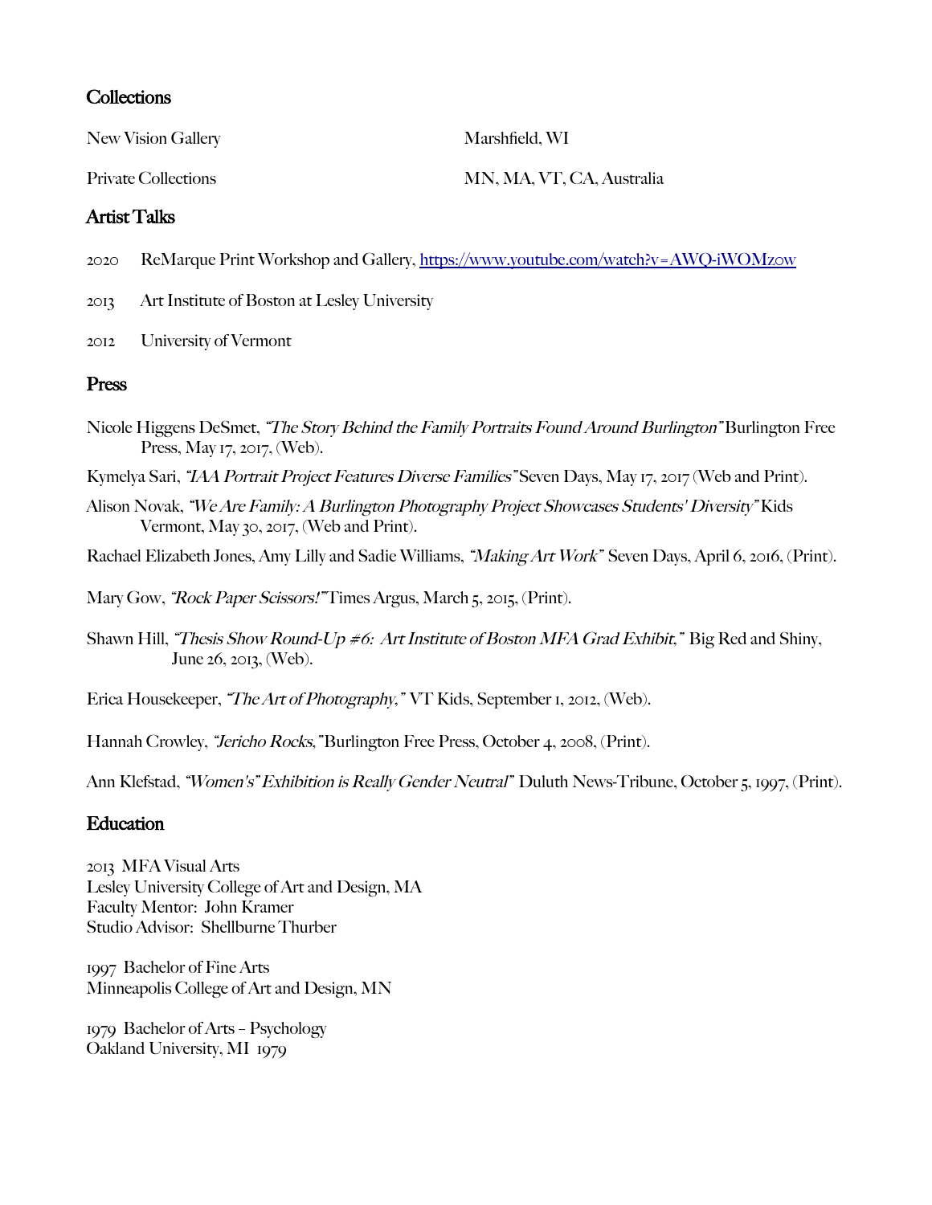## Collections

| | |
|---|---|
| New Vision Gallery | Marshfield, WI |
| Private Collections | MN, MA, VT, CA, Australia |

## Artist Talks

2020 ReMarque Print Workshop and Gallery, [https://www.youtube.com/watch?v=AWQ-iWOMzow](https://www.youtube.com/watch?v=AWQ-iWOMzow)

2013 Art Institute of Boston at Lesley University

2012 University of Vermont

## Press

Nicole Higgens DeSmet, *"The Story Behind the Family Portraits Found Around Burlington"* Burlington Free Press, May 17, 2017, (Web).

Kymelya Sari, *"IAA Portrait Project Features Diverse Families"* Seven Days, May 17, 2017 (Web and Print).

Alison Novak, *"We Are Family: A Burlington Photography Project Showcases Students' Diversity"* Kids Vermont, May 30, 2017, (Web and Print).

Rachael Elizabeth Jones, Amy Lilly and Sadie Williams, *"Making Art Work"* Seven Days, April 6, 2016, (Print).

Mary Gow, *"Rock Paper Scissors!"* Times Argus, March 5, 2015, (Print).

Shawn Hill, *"Thesis Show Round-Up #6: Art Institute of Boston MFA Grad Exhibit,"* Big Red and Shiny, June 26, 2013, (Web).

Erica Housekeeper, *"The Art of Photography,"* VT Kids, September 1, 2012, (Web).

Hannah Crowley, *"Jericho Rocks,"* Burlington Free Press, October 4, 2008, (Print).

Ann Klefstad, *"Women's" Exhibition is Really Gender Neutral"* Duluth News-Tribune, October 5, 1997, (Print).

## Education

2013 MFA Visual Arts
Lesley University College of Art and Design, MA
Faculty Mentor: John Kramer
Studio Advisor: Shellburne Thurber

1997 Bachelor of Fine Arts
Minneapolis College of Art and Design, MN

1979 Bachelor of Arts – Psychology
Oakland University, MI 1979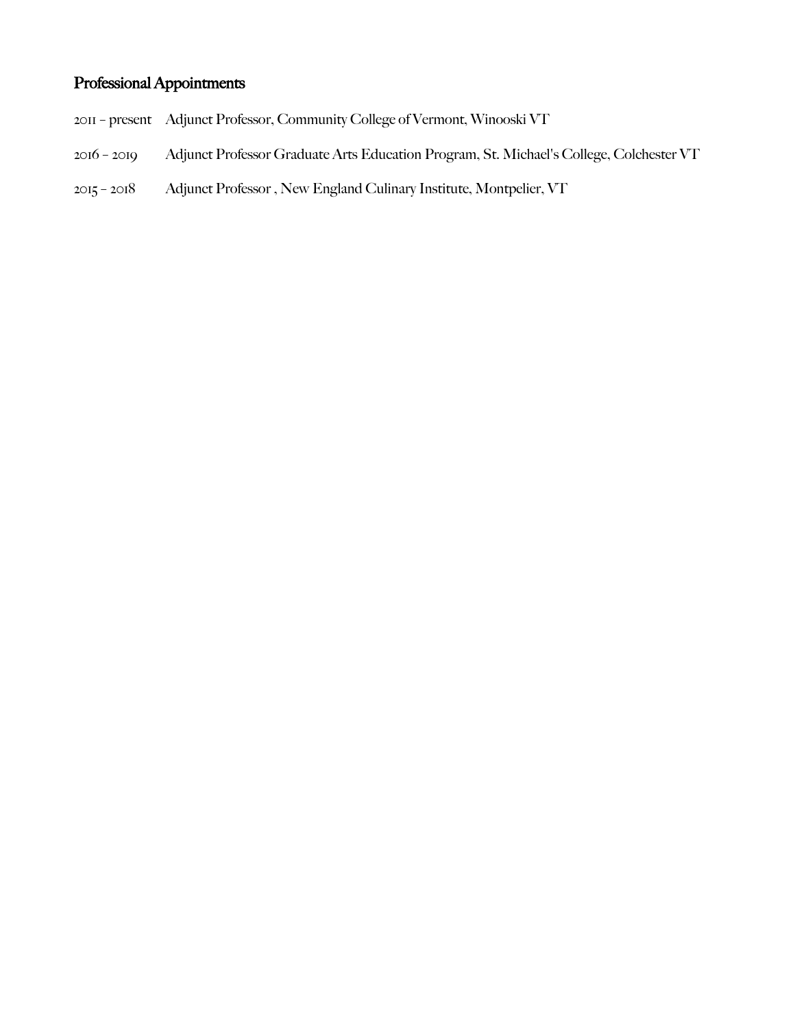## Professional Appointments

2011 – present Adjunct Professor, Community College of Vermont, Winooski VT

2016 – 2019 Adjunct Professor Graduate Arts Education Program, St. Michael's College, Colchester VT

2015 – 2018 Adjunct Professor , New England Culinary Institute, Montpelier, VT